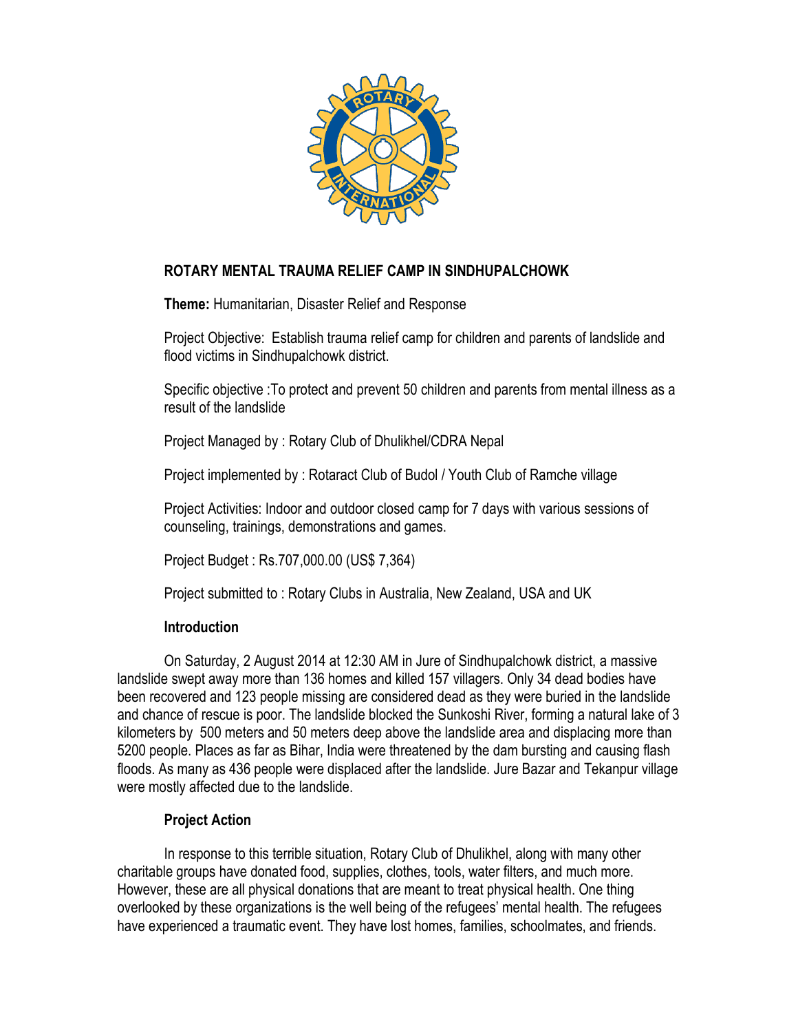# ROTARY MENTAL TRAUMA RELIEF CAMP IN SINDHUPALCHOWK

**Theme:** Humanitarian, Disaster Relief and Response

Project Objective: Establish trauma relief camp for children and parents of landslide and flood victims in Sindhupalchowk district.

Specific objective :To protect and prevent 50 children and parents from mental illness as a result of the landslide

Project Managed by : Rotary Club of Dhulikhel/CDRA Nepal

Project implemented by : Rotaract Club of Budol / Youth Club of Ramche village

Project Activities: Indoor and outdoor closed camp for 7 days with various sessions of counseling, trainings, demonstrations and games.

Project Budget : Rs.707,000.00 (US$ 7,364)

Project submitted to : Rotary Clubs in Australia, New Zealand, USA and UK

## Introduction

On Saturday, 2 August 2014 at 12:30 AM in Jure of Sindhupalchowk district, a massive landslide swept away more than 136 homes and killed 157 villagers. Only 34 dead bodies have been recovered and 123 people missing are considered dead as they were buried in the landslide and chance of rescue is poor. The landslide blocked the Sunkoshi River, forming a natural lake of 3 kilometers by 500 meters and 50 meters deep above the landslide area and displacing more than 5200 people. Places as far as Bihar, India were threatened by the dam bursting and causing flash floods. As many as 436 people were displaced after the landslide. Jure Bazar and Tekanpur village were mostly affected due to the landslide.

## Project Action

In response to this terrible situation, Rotary Club of Dhulikhel, along with many other charitable groups have donated food, supplies, clothes, tools, water filters, and much more. However, these are all physical donations that are meant to treat physical health. One thing overlooked by these organizations is the well being of the refugees' mental health. The refugees have experienced a traumatic event. They have lost homes, families, schoolmates, and friends.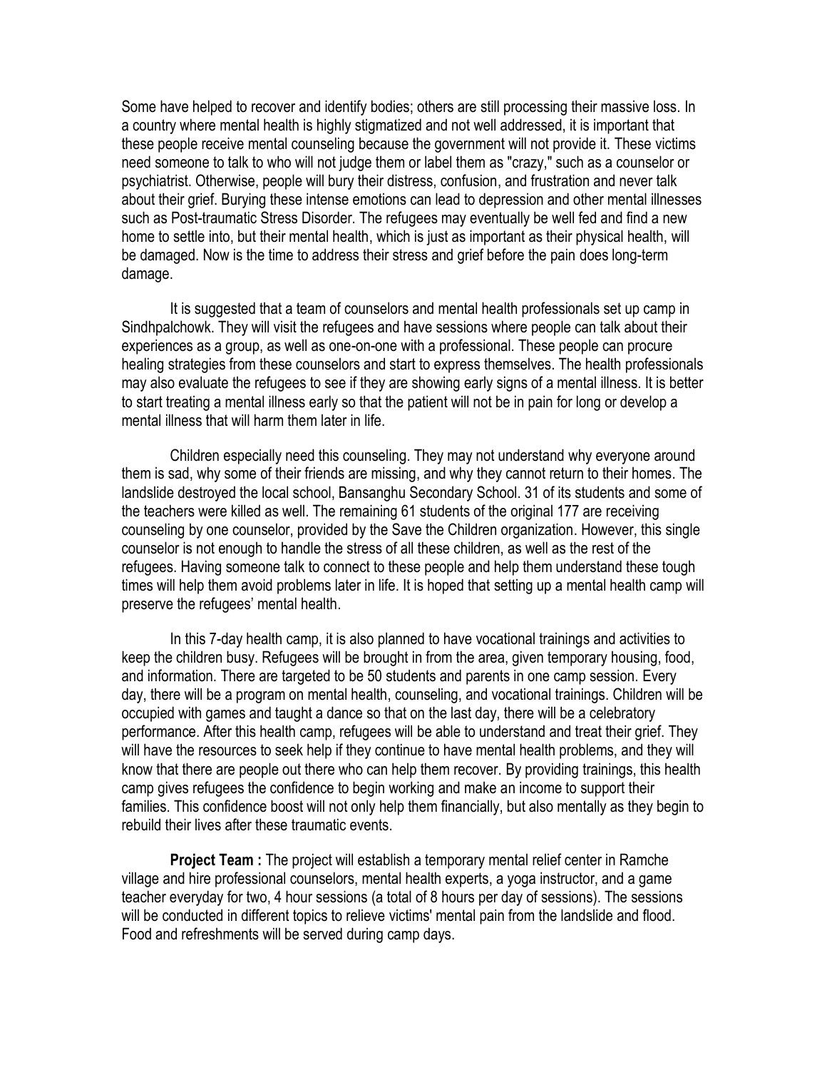Some have helped to recover and identify bodies; others are still processing their massive loss. In a country where mental health is highly stigmatized and not well addressed, it is important that these people receive mental counseling because the government will not provide it. These victims need someone to talk to who will not judge them or label them as "crazy," such as a counselor or psychiatrist. Otherwise, people will bury their distress, confusion, and frustration and never talk about their grief. Burying these intense emotions can lead to depression and other mental illnesses such as Post-traumatic Stress Disorder. The refugees may eventually be well fed and find a new home to settle into, but their mental health, which is just as important as their physical health, will be damaged. Now is the time to address their stress and grief before the pain does long-term damage.

It is suggested that a team of counselors and mental health professionals set up camp in Sindhpalchowk. They will visit the refugees and have sessions where people can talk about their experiences as a group, as well as one-on-one with a professional. These people can procure healing strategies from these counselors and start to express themselves. The health professionals may also evaluate the refugees to see if they are showing early signs of a mental illness. It is better to start treating a mental illness early so that the patient will not be in pain for long or develop a mental illness that will harm them later in life.

Children especially need this counseling. They may not understand why everyone around them is sad, why some of their friends are missing, and why they cannot return to their homes. The landslide destroyed the local school, Bansanghu Secondary School. 31 of its students and some of the teachers were killed as well. The remaining 61 students of the original 177 are receiving counseling by one counselor, provided by the Save the Children organization. However, this single counselor is not enough to handle the stress of all these children, as well as the rest of the refugees. Having someone talk to connect to these people and help them understand these tough times will help them avoid problems later in life. It is hoped that setting up a mental health camp will preserve the refugees' mental health.

In this 7-day health camp, it is also planned to have vocational trainings and activities to keep the children busy. Refugees will be brought in from the area, given temporary housing, food, and information. There are targeted to be 50 students and parents in one camp session. Every day, there will be a program on mental health, counseling, and vocational trainings. Children will be occupied with games and taught a dance so that on the last day, there will be a celebratory performance. After this health camp, refugees will be able to understand and treat their grief. They will have the resources to seek help if they continue to have mental health problems, and they will know that there are people out there who can help them recover. By providing trainings, this health camp gives refugees the confidence to begin working and make an income to support their families. This confidence boost will not only help them financially, but also mentally as they begin to rebuild their lives after these traumatic events.

**Project Team :** The project will establish a temporary mental relief center in Ramche village and hire professional counselors, mental health experts, a yoga instructor, and a game teacher everyday for two, 4 hour sessions (a total of 8 hours per day of sessions). The sessions will be conducted in different topics to relieve victims' mental pain from the landslide and flood. Food and refreshments will be served during camp days.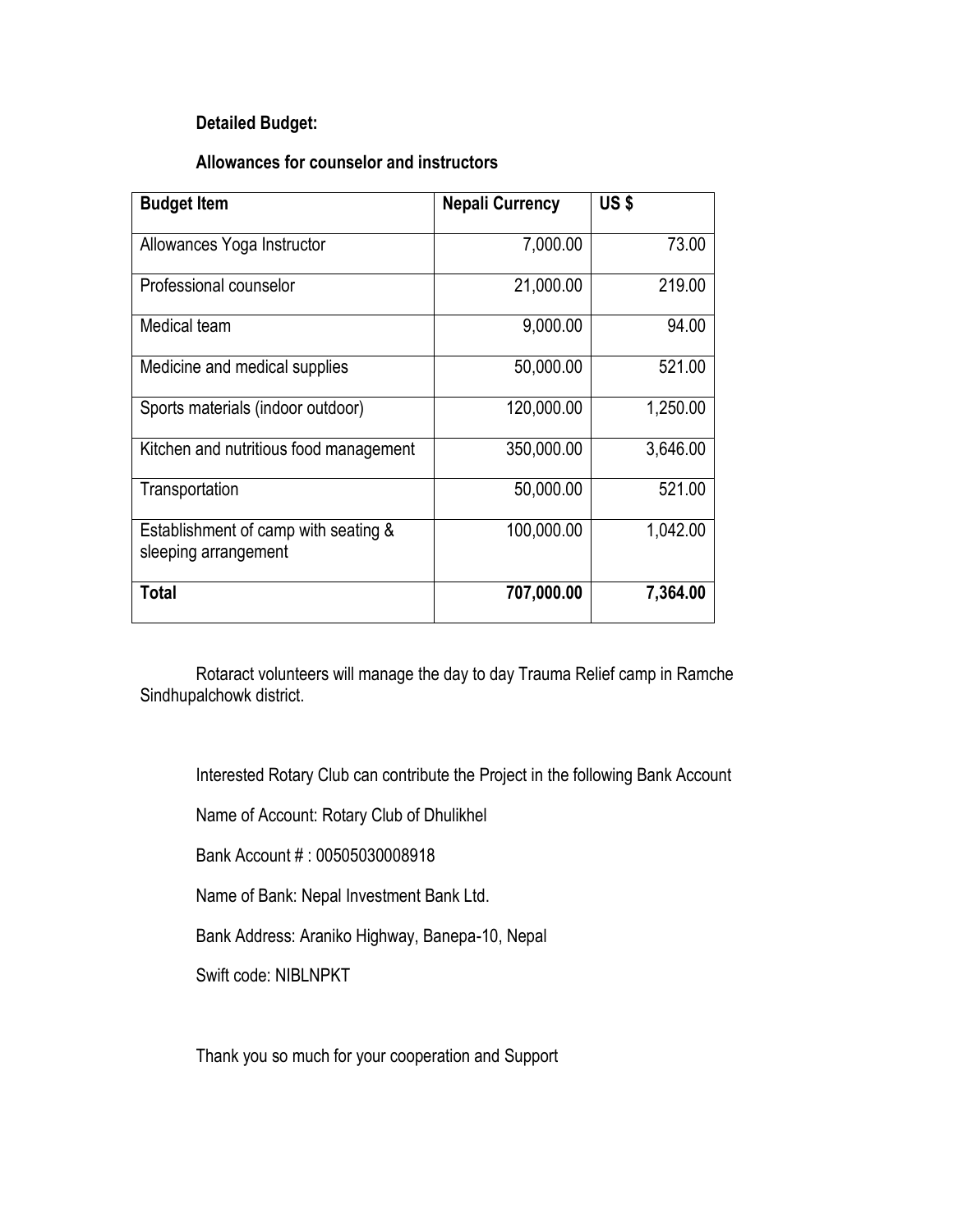**Detailed Budget:**

**Allowances for counselor and instructors**

| Budget Item | Nepali Currency | US $ |
|---|---|---|
| Allowances Yoga Instructor | 7,000.00 | 73.00 |
| Professional counselor | 21,000.00 | 219.00 |
| Medical team | 9,000.00 | 94.00 |
| Medicine and medical supplies | 50,000.00 | 521.00 |
| Sports materials (indoor outdoor) | 120,000.00 | 1,250.00 |
| Kitchen and nutritious food management | 350,000.00 | 3,646.00 |
| Transportation | 50,000.00 | 521.00 |
| Establishment of camp with seating & sleeping arrangement | 100,000.00 | 1,042.00 |
| **Total** | **707,000.00** | **7,364.00** |

Rotaract volunteers will manage the day to day Trauma Relief camp in Ramche Sindhupalchowk district.

Interested Rotary Club can contribute the Project in the following Bank Account

Name of Account: Rotary Club of Dhulikhel

Bank Account # : 00505030008918

Name of Bank: Nepal Investment Bank Ltd.

Bank Address: Araniko Highway, Banepa-10, Nepal

Swift code: NIBLNPKT

Thank you so much for your cooperation and Support